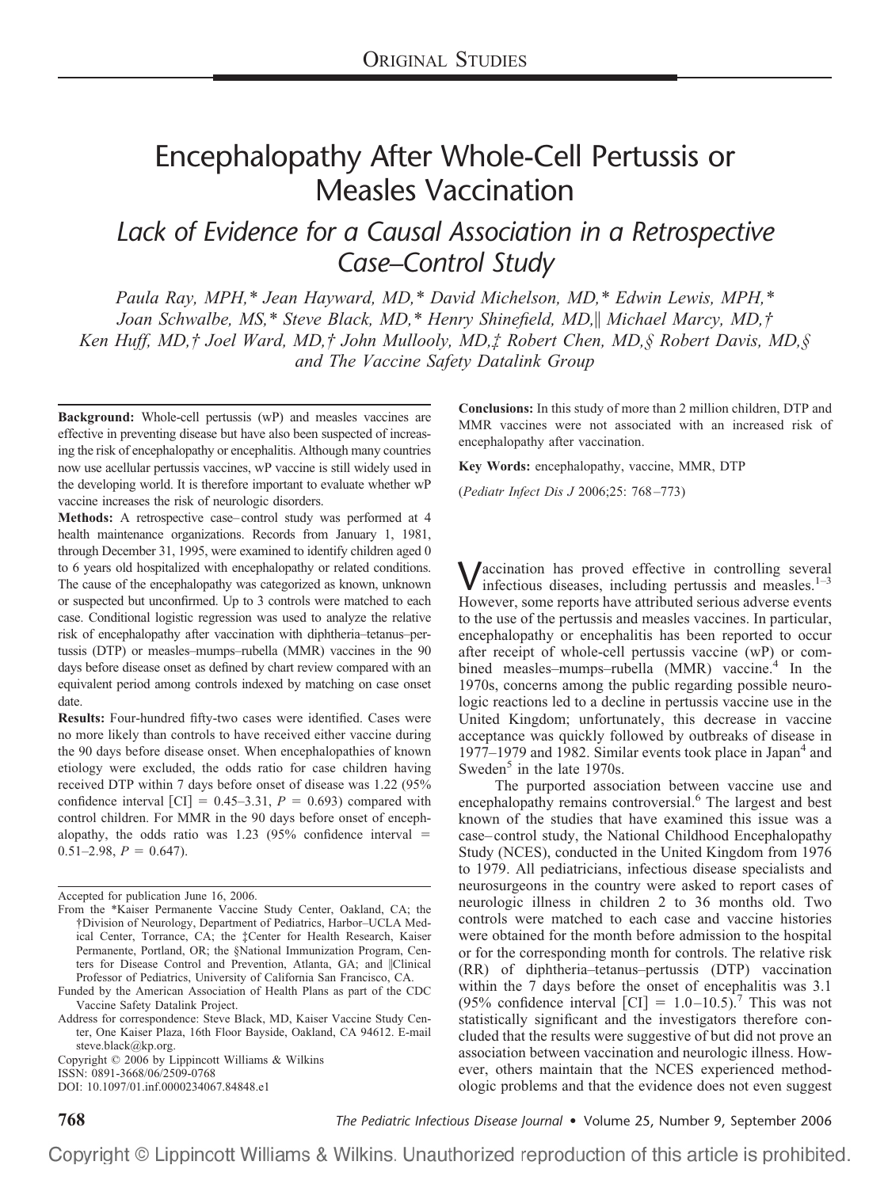ORIGINAL STUDIES

# Encephalopathy After Whole-Cell Pertussis or Measles Vaccination

## *Lack of Evidence for a Causal Association in a Retrospective Case–Control Study*

*Paula Ray, MPH,\* Jean Hayward, MD,\* David Michelson, MD,\* Edwin Lewis, MPH,\* Joan Schwalbe, MS,\* Steve Black, MD,\* Henry Shinefield, MD,‖ Michael Marcy, MD,† Ken Huff, MD,† Joel Ward, MD,† John Mullooly, MD,‡ Robert Chen, MD,§ Robert Davis, MD,§ and The Vaccine Safety Datalink Group*

**Background:** Whole-cell pertussis (wP) and measles vaccines are effective in preventing disease but have also been suspected of increasing the risk of encephalopathy or encephalitis. Although many countries now use acellular pertussis vaccines, wP vaccine is still widely used in the developing world. It is therefore important to evaluate whether wP vaccine increases the risk of neurologic disorders.

**Methods:** A retrospective case–control study was performed at 4 health maintenance organizations. Records from January 1, 1981, through December 31, 1995, were examined to identify children aged 0 to 6 years old hospitalized with encephalopathy or related conditions. The cause of the encephalopathy was categorized as known, unknown or suspected but unconfirmed. Up to 3 controls were matched to each case. Conditional logistic regression was used to analyze the relative risk of encephalopathy after vaccination with diphtheria–tetanus–pertussis (DTP) or measles–mumps–rubella (MMR) vaccines in the 90 days before disease onset as defined by chart review compared with an equivalent period among controls indexed by matching on case onset date.

**Results:** Four-hundred fifty-two cases were identified. Cases were no more likely than controls to have received either vaccine during the 90 days before disease onset. When encephalopathies of known etiology were excluded, the odds ratio for case children having received DTP within 7 days before onset of disease was 1.22 (95% confidence interval [CI] = 0.45–3.31, $P = 0.693$) compared with control children. For MMR in the 90 days before onset of encephalopathy, the odds ratio was 1.23 (95% confidence interval = 0.51–2.98, $P = 0.647$).

**Conclusions:** In this study of more than 2 million children, DTP and MMR vaccines were not associated with an increased risk of encephalopathy after vaccination.

**Key Words:** encephalopathy, vaccine, MMR, DTP

(*Pediatr Infect Dis J* 2006;25: 768–773)

Accepted for publication June 16, 2006.

From the \*Kaiser Permanente Vaccine Study Center, Oakland, CA; the †Division of Neurology, Department of Pediatrics, Harbor–UCLA Medical Center, Torrance, CA; the ‡Center for Health Research, Kaiser Permanente, Portland, OR; the §National Immunization Program, Centers for Disease Control and Prevention, Atlanta, GA; and ‖Clinical Professor of Pediatrics, University of California San Francisco, CA.

Funded by the American Association of Health Plans as part of the CDC Vaccine Safety Datalink Project.

Address for correspondence: Steve Black, MD, Kaiser Vaccine Study Center, One Kaiser Plaza, 16th Floor Bayside, Oakland, CA 94612. E-mail steve.black@kp.org.

Copyright © 2006 by Lippincott Williams & Wilkins

ISSN: 0891-3668/06/2509-0768

DOI: 10.1097/01.inf.0000234067.84848.e1

Vaccination has proved effective in controlling several infectious diseases, including pertussis and measles.[1–3] However, some reports have attributed serious adverse events to the use of the pertussis and measles vaccines. In particular, encephalopathy or encephalitis has been reported to occur after receipt of whole-cell pertussis vaccine (wP) or combined measles–mumps–rubella (MMR) vaccine.[4] In the 1970s, concerns among the public regarding possible neurologic reactions led to a decline in pertussis vaccine use in the United Kingdom; unfortunately, this decrease in vaccine acceptance was quickly followed by outbreaks of disease in 1977–1979 and 1982. Similar events took place in Japan[4] and Sweden[5] in the late 1970s.

The purported association between vaccine use and encephalopathy remains controversial.[6] The largest and best known of the studies that have examined this issue was a case–control study, the National Childhood Encephalopathy Study (NCES), conducted in the United Kingdom from 1976 to 1979. All pediatricians, infectious disease specialists and neurosurgeons in the country were asked to report cases of neurologic illness in children 2 to 36 months old. Two controls were matched to each case and vaccine histories were obtained for the month before admission to the hospital or for the corresponding month for controls. The relative risk (RR) of diphtheria–tetanus–pertussis (DTP) vaccination within the 7 days before the onset of encephalitis was 3.1 (95% confidence interval [CI] = 1.0–10.5).[7] This was not statistically significant and the investigators therefore concluded that the results were suggestive of but did not prove an association between vaccination and neurologic illness. However, others maintain that the NCES experienced methodologic problems and that the evidence does not even suggest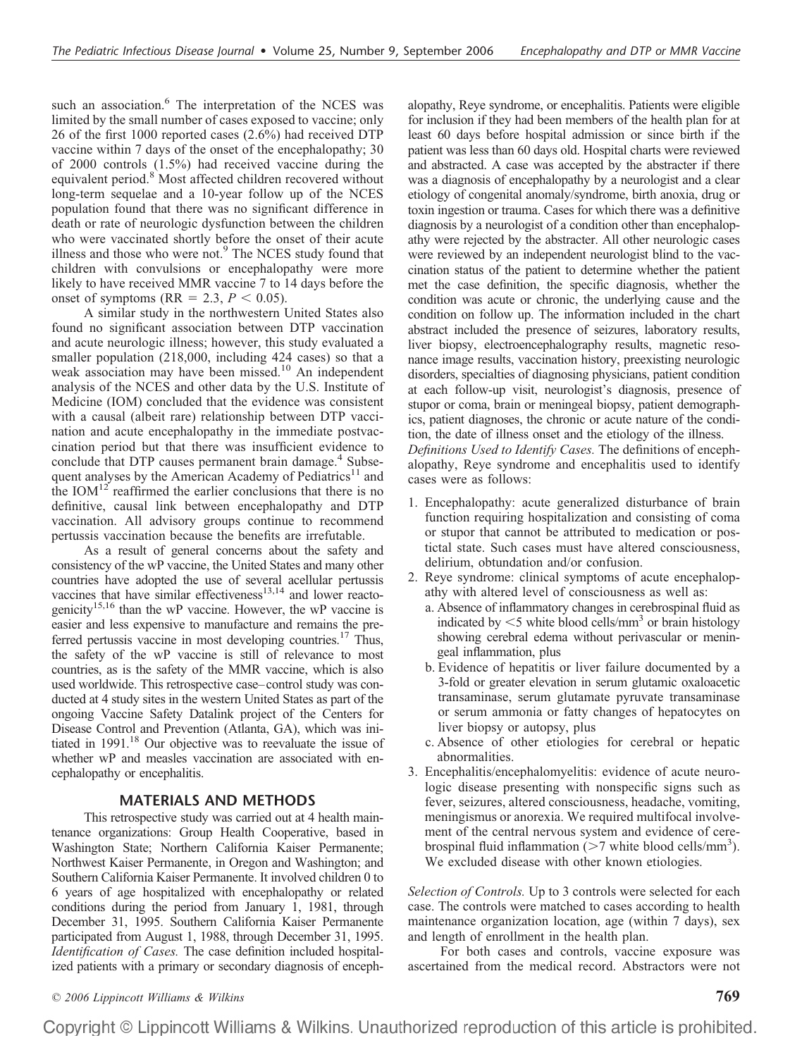such an association.[6] The interpretation of the NCES was limited by the small number of cases exposed to vaccine; only 26 of the first 1000 reported cases (2.6%) had received DTP vaccine within 7 days of the onset of the encephalopathy; 30 of 2000 controls (1.5%) had received vaccine during the equivalent period.[8] Most affected children recovered without long-term sequelae and a 10-year follow up of the NCES population found that there was no significant difference in death or rate of neurologic dysfunction between the children who were vaccinated shortly before the onset of their acute illness and those who were not.[9] The NCES study found that children with convulsions or encephalopathy were more likely to have received MMR vaccine 7 to 14 days before the onset of symptoms (RR = 2.3, $P < 0.05$).

A similar study in the northwestern United States also found no significant association between DTP vaccination and acute neurologic illness; however, this study evaluated a smaller population (218,000, including 424 cases) so that a weak association may have been missed.[10] An independent analysis of the NCES and other data by the U.S. Institute of Medicine (IOM) concluded that the evidence was consistent with a causal (albeit rare) relationship between DTP vaccination and acute encephalopathy in the immediate postvaccination period but that there was insufficient evidence to conclude that DTP causes permanent brain damage.[4] Subsequent analyses by the American Academy of Pediatrics[11] and the IOM[12] reaffirmed the earlier conclusions that there is no definitive, causal link between encephalopathy and DTP vaccination. All advisory groups continue to recommend pertussis vaccination because the benefits are irrefutable.

As a result of general concerns about the safety and consistency of the wP vaccine, the United States and many other countries have adopted the use of several acellular pertussis vaccines that have similar effectiveness[13,14] and lower reactogenicity[15,16] than the wP vaccine. However, the wP vaccine is easier and less expensive to manufacture and remains the preferred pertussis vaccine in most developing countries.[17] Thus, the safety of the wP vaccine is still of relevance to most countries, as is the safety of the MMR vaccine, which is also used worldwide. This retrospective case–control study was conducted at 4 study sites in the western United States as part of the ongoing Vaccine Safety Datalink project of the Centers for Disease Control and Prevention (Atlanta, GA), which was initiated in 1991.[18] Our objective was to reevaluate the issue of whether wP and measles vaccination are associated with encephalopathy or encephalitis.

## MATERIALS AND METHODS

This retrospective study was carried out at 4 health maintenance organizations: Group Health Cooperative, based in Washington State; Northern California Kaiser Permanente; Northwest Kaiser Permanente, in Oregon and Washington; and Southern California Kaiser Permanente. It involved children 0 to 6 years of age hospitalized with encephalopathy or related conditions during the period from January 1, 1981, through December 31, 1995. Southern California Kaiser Permanente participated from August 1, 1988, through December 31, 1995.

*Identification of Cases.* The case definition included hospitalized patients with a primary or secondary diagnosis of encephalopathy, Reye syndrome, or encephalitis. Patients were eligible for inclusion if they had been members of the health plan for at least 60 days before hospital admission or since birth if the patient was less than 60 days old. Hospital charts were reviewed and abstracted. A case was accepted by the abstracter if there was a diagnosis of encephalopathy by a neurologist and a clear etiology of congenital anomaly/syndrome, birth anoxia, drug or toxin ingestion or trauma. Cases for which there was a definitive diagnosis by a neurologist of a condition other than encephalopathy were rejected by the abstracter. All other neurologic cases were reviewed by an independent neurologist blind to the vaccination status of the patient to determine whether the patient met the case definition, the specific diagnosis, whether the condition was acute or chronic, the underlying cause and the condition on follow up. The information included in the chart abstract included the presence of seizures, laboratory results, liver biopsy, electroencephalography results, magnetic resonance image results, vaccination history, preexisting neurologic disorders, specialties of diagnosing physicians, patient condition at each follow-up visit, neurologist's diagnosis, presence of stupor or coma, brain or meningeal biopsy, patient demographics, patient diagnoses, the chronic or acute nature of the condition, the date of illness onset and the etiology of the illness.

*Definitions Used to Identify Cases.* The definitions of encephalopathy, Reye syndrome and encephalitis used to identify cases were as follows:

1. Encephalopathy: acute generalized disturbance of brain function requiring hospitalization and consisting of coma or stupor that cannot be attributed to medication or postictal state. Such cases must have altered consciousness, delirium, obtundation and/or confusion.
2. Reye syndrome: clinical symptoms of acute encephalopathy with altered level of consciousness as well as:
   a. Absence of inflammatory changes in cerebrospinal fluid as indicated by $<5$ white blood cells/mm$^3$ or brain histology showing cerebral edema without perivascular or meningeal inflammation, plus
   b. Evidence of hepatitis or liver failure documented by a 3-fold or greater elevation in serum glutamic oxaloacetic transaminase, serum glutamate pyruvate transaminase or serum ammonia or fatty changes of hepatocytes on liver biopsy or autopsy, plus
   c. Absence of other etiologies for cerebral or hepatic abnormalities.
3. Encephalitis/encephalomyelitis: evidence of acute neurologic disease presenting with nonspecific signs such as fever, seizures, altered consciousness, headache, vomiting, meningismus or anorexia. We required multifocal involvement of the central nervous system and evidence of cerebrospinal fluid inflammation ($>7$ white blood cells/mm$^3$). We excluded disease with other known etiologies.

*Selection of Controls.* Up to 3 controls were selected for each case. The controls were matched to cases according to health maintenance organization location, age (within 7 days), sex and length of enrollment in the health plan.

For both cases and controls, vaccine exposure was ascertained from the medical record. Abstractors were not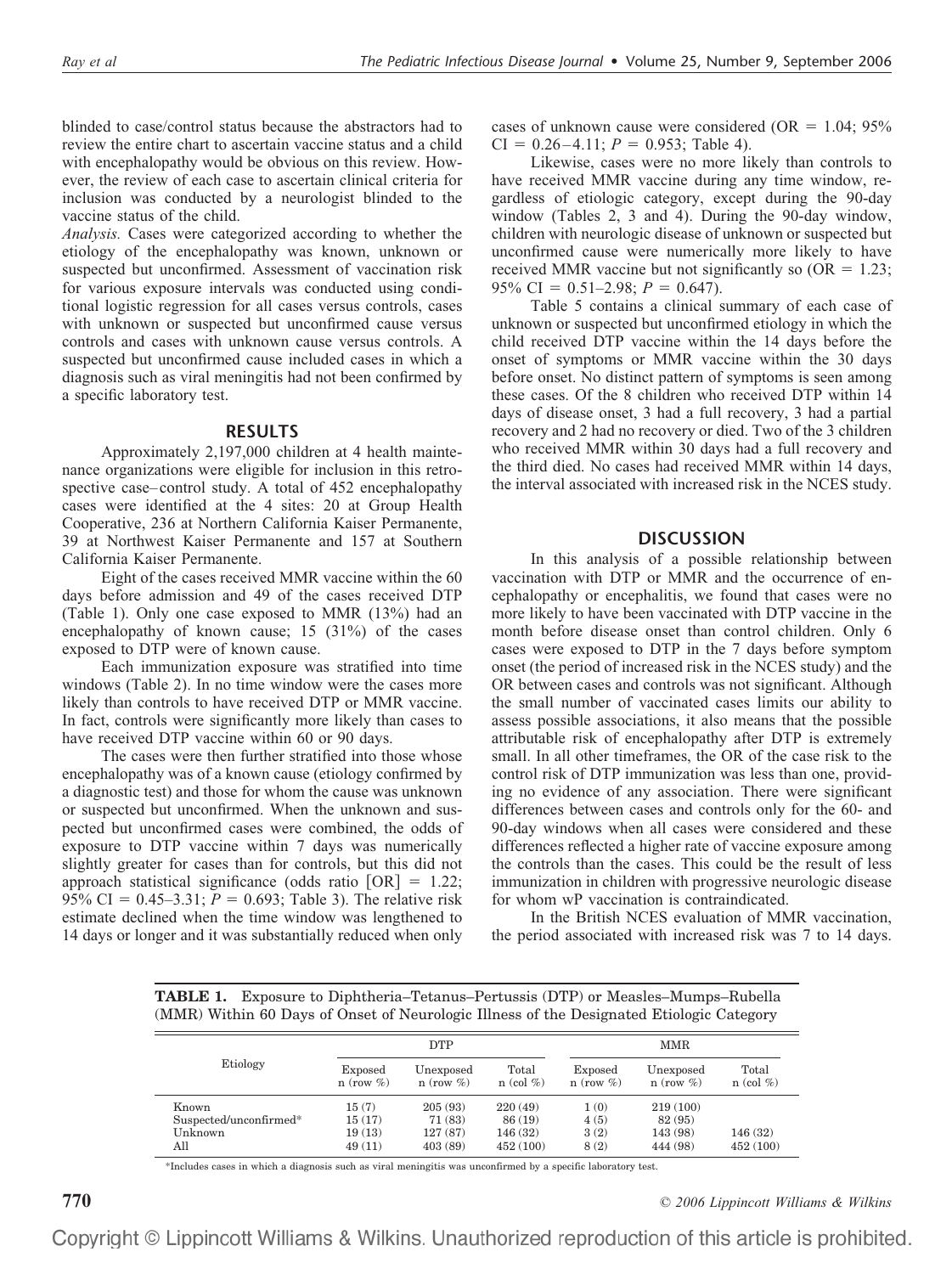blinded to case/control status because the abstractors had to review the entire chart to ascertain vaccine status and a child with encephalopathy would be obvious on this review. However, the review of each case to ascertain clinical criteria for inclusion was conducted by a neurologist blinded to the vaccine status of the child.

*Analysis.* Cases were categorized according to whether the etiology of the encephalopathy was known, unknown or suspected but unconfirmed. Assessment of vaccination risk for various exposure intervals was conducted using conditional logistic regression for all cases versus controls, cases with unknown or suspected but unconfirmed cause versus controls and cases with unknown cause versus controls. A suspected but unconfirmed cause included cases in which a diagnosis such as viral meningitis had not been confirmed by a specific laboratory test.

## RESULTS

Approximately 2,197,000 children at 4 health maintenance organizations were eligible for inclusion in this retrospective case–control study. A total of 452 encephalopathy cases were identified at the 4 sites: 20 at Group Health Cooperative, 236 at Northern California Kaiser Permanente, 39 at Northwest Kaiser Permanente and 157 at Southern California Kaiser Permanente.

Eight of the cases received MMR vaccine within the 60 days before admission and 49 of the cases received DTP (Table 1). Only one case exposed to MMR (13%) had an encephalopathy of known cause; 15 (31%) of the cases exposed to DTP were of known cause.

Each immunization exposure was stratified into time windows (Table 2). In no time window were the cases more likely than controls to have received DTP or MMR vaccine. In fact, controls were significantly more likely than cases to have received DTP vaccine within 60 or 90 days.

The cases were then further stratified into those whose encephalopathy was of a known cause (etiology confirmed by a diagnostic test) and those for whom the cause was unknown or suspected but unconfirmed. When the unknown and suspected but unconfirmed cases were combined, the odds of exposure to DTP vaccine within 7 days was numerically slightly greater for cases than for controls, but this did not approach statistical significance (odds ratio [OR] = 1.22; 95% CI = 0.45–3.31; $P = 0.693$; Table 3). The relative risk estimate declined when the time window was lengthened to 14 days or longer and it was substantially reduced when only cases of unknown cause were considered (OR = 1.04; 95% CI = 0.26–4.11; $P = 0.953$; Table 4).

Likewise, cases were no more likely than controls to have received MMR vaccine during any time window, regardless of etiologic category, except during the 90-day window (Tables 2, 3 and 4). During the 90-day window, children with neurologic disease of unknown or suspected but unconfirmed cause were numerically more likely to have received MMR vaccine but not significantly so (OR = 1.23; 95% CI = 0.51–2.98; $P = 0.647$).

Table 5 contains a clinical summary of each case of unknown or suspected but unconfirmed etiology in which the child received DTP vaccine within the 14 days before the onset of symptoms or MMR vaccine within the 30 days before onset. No distinct pattern of symptoms is seen among these cases. Of the 8 children who received DTP within 14 days of disease onset, 3 had a full recovery, 3 had a partial recovery and 2 had no recovery or died. Two of the 3 children who received MMR within 30 days had a full recovery and the third died. No cases had received MMR within 14 days, the interval associated with increased risk in the NCES study.

## DISCUSSION

In this analysis of a possible relationship between vaccination with DTP or MMR and the occurrence of encephalopathy or encephalitis, we found that cases were no more likely to have been vaccinated with DTP vaccine in the month before disease onset than control children. Only 6 cases were exposed to DTP in the 7 days before symptom onset (the period of increased risk in the NCES study) and the OR between cases and controls was not significant. Although the small number of vaccinated cases limits our ability to assess possible associations, it also means that the possible attributable risk of encephalopathy after DTP is extremely small. In all other timeframes, the OR of the case risk to the control risk of DTP immunization was less than one, providing no evidence of any association. There were significant differences between cases and controls only for the 60- and 90-day windows when all cases were considered and these differences reflected a higher rate of vaccine exposure among the controls than the cases. This could be the result of less immunization in children with progressive neurologic disease for whom wP vaccination is contraindicated.

In the British NCES evaluation of MMR vaccination, the period associated with increased risk was 7 to 14 days.

**TABLE 1.** Exposure to Diphtheria–Tetanus–Pertussis (DTP) or Measles–Mumps–Rubella (MMR) Within 60 Days of Onset of Neurologic Illness of the Designated Etiologic Category

| Etiology | DTP | | | MMR | | |
|---|---|---|---|---|---|---|
| | Exposed n (row %) | Unexposed n (row %) | Total n (col %) | Exposed n (row %) | Unexposed n (row %) | Total n (col %) |
| Known | 15 (7) | 205 (93) | 220 (49) | 1 (0) | 219 (100) | |
| Suspected/unconfirmed* | 15 (17) | 71 (83) | 86 (19) | 4 (5) | 82 (95) | |
| Unknown | 19 (13) | 127 (87) | 146 (32) | 3 (2) | 143 (98) | 146 (32) |
| All | 49 (11) | 403 (89) | 452 (100) | 8 (2) | 444 (98) | 452 (100) |

*Includes cases in which a diagnosis such as viral meningitis was unconfirmed by a specific laboratory test.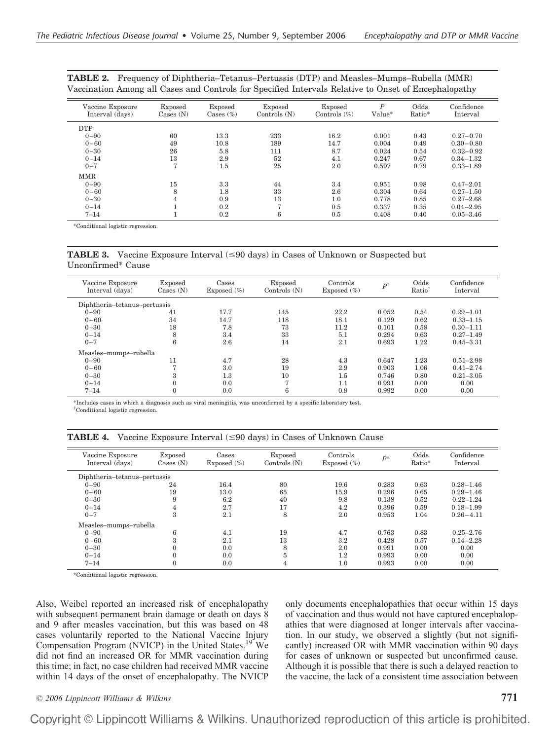**TABLE 2.** Frequency of Diphtheria–Tetanus–Pertussis (DTP) and Measles–Mumps–Rubella (MMR) Vaccination Among all Cases and Controls for Specified Intervals Relative to Onset of Encephalopathy

| Vaccine Exposure Interval (days) | Exposed Cases (N) | Exposed Cases (%) | Exposed Controls (N) | Exposed Controls (%) | P Value* | Odds Ratio* | Confidence Interval |
|---|---|---|---|---|---|---|---|
| DTP | | | | | | | |
| 0–90 | 60 | 13.3 | 233 | 18.2 | 0.001 | 0.43 | 0.27–0.70 |
| 0–60 | 49 | 10.8 | 189 | 14.7 | 0.004 | 0.49 | 0.30–0.80 |
| 0–30 | 26 | 5.8 | 111 | 8.7 | 0.024 | 0.54 | 0.32–0.92 |
| 0–14 | 13 | 2.9 | 52 | 4.1 | 0.247 | 0.67 | 0.34–1.32 |
| 0–7 | 7 | 1.5 | 25 | 2.0 | 0.597 | 0.79 | 0.33–1.89 |
| MMR | | | | | | | |
| 0–90 | 15 | 3.3 | 44 | 3.4 | 0.951 | 0.98 | 0.47–2.01 |
| 0–60 | 8 | 1.8 | 33 | 2.6 | 0.304 | 0.64 | 0.27–1.50 |
| 0–30 | 4 | 0.9 | 13 | 1.0 | 0.778 | 0.85 | 0.27–2.68 |
| 0–14 | 1 | 0.2 | 7 | 0.5 | 0.337 | 0.35 | 0.04–2.95 |
| 7–14 | 1 | 0.2 | 6 | 0.5 | 0.408 | 0.40 | 0.05–3.46 |

*Conditional logistic regression.

**TABLE 3.** Vaccine Exposure Interval (≤90 days) in Cases of Unknown or Suspected but Unconfirmed* Cause

| Vaccine Exposure Interval (days) | Exposed Cases (N) | Cases Exposed (%) | Exposed Controls (N) | Controls Exposed (%) | P† | Odds Ratio† | Confidence Interval |
|---|---|---|---|---|---|---|---|
| Diphtheria–tetanus–pertussis | | | | | | | |
| 0–90 | 41 | 17.7 | 145 | 22.2 | 0.052 | 0.54 | 0.29–1.01 |
| 0–60 | 34 | 14.7 | 118 | 18.1 | 0.129 | 0.62 | 0.33–1.15 |
| 0–30 | 18 | 7.8 | 73 | 11.2 | 0.101 | 0.58 | 0.30–1.11 |
| 0–14 | 8 | 3.4 | 33 | 5.1 | 0.294 | 0.63 | 0.27–1.49 |
| 0–7 | 6 | 2.6 | 14 | 2.1 | 0.693 | 1.22 | 0.45–3.31 |
| Measles–mumps–rubella | | | | | | | |
| 0–90 | 11 | 4.7 | 28 | 4.3 | 0.647 | 1.23 | 0.51–2.98 |
| 0–60 | 7 | 3.0 | 19 | 2.9 | 0.903 | 1.06 | 0.41–2.74 |
| 0–30 | 3 | 1.3 | 10 | 1.5 | 0.746 | 0.80 | 0.21–3.05 |
| 0–14 | 0 | 0.0 | 7 | 1.1 | 0.991 | 0.00 | 0.00 |
| 7–14 | 0 | 0.0 | 6 | 0.9 | 0.992 | 0.00 | 0.00 |

*Includes cases in which a diagnosis such as viral meningitis, was unconfirmed by a specific laboratory test.
†Conditional logistic regression.

**TABLE 4.** Vaccine Exposure Interval (≤90 days) in Cases of Unknown Cause

| Vaccine Exposure Interval (days) | Exposed Cases (N) | Cases Exposed (%) | Exposed Controls (N) | Controls Exposed (%) | P* | Odds Ratio* | Confidence Interval |
|---|---|---|---|---|---|---|---|
| Diphtheria–tetanus–pertussis | | | | | | | |
| 0–90 | 24 | 16.4 | 80 | 19.6 | 0.283 | 0.63 | 0.28–1.46 |
| 0–60 | 19 | 13.0 | 65 | 15.9 | 0.296 | 0.65 | 0.29–1.46 |
| 0–30 | 9 | 6.2 | 40 | 9.8 | 0.138 | 0.52 | 0.22–1.24 |
| 0–14 | 4 | 2.7 | 17 | 4.2 | 0.396 | 0.59 | 0.18–1.99 |
| 0–7 | 3 | 2.1 | 8 | 2.0 | 0.953 | 1.04 | 0.26–4.11 |
| Measles–mumps–rubella | | | | | | | |
| 0–90 | 6 | 4.1 | 19 | 4.7 | 0.763 | 0.83 | 0.25–2.76 |
| 0–60 | 3 | 2.1 | 13 | 3.2 | 0.428 | 0.57 | 0.14–2.28 |
| 0–30 | 0 | 0.0 | 8 | 2.0 | 0.991 | 0.00 | 0.00 |
| 0–14 | 0 | 0.0 | 5 | 1.2 | 0.993 | 0.00 | 0.00 |
| 7–14 | 0 | 0.0 | 4 | 1.0 | 0.993 | 0.00 | 0.00 |

*Conditional logistic regression.

Also, Weibel reported an increased risk of encephalopathy with subsequent permanent brain damage or death on days 8 and 9 after measles vaccination, but this was based on 48 cases voluntarily reported to the National Vaccine Injury Compensation Program (NVICP) in the United States.[19] We did not find an increased OR for MMR vaccination during this time; in fact, no case children had received MMR vaccine within 14 days of the onset of encephalopathy. The NVICP only documents encephalopathies that occur within 15 days of vaccination and thus would not have captured encephalopathies that were diagnosed at longer intervals after vaccination. In our study, we observed a slightly (but not significantly) increased OR with MMR vaccination within 90 days for cases of unknown or suspected but unconfirmed cause. Although it is possible that there is such a delayed reaction to the vaccine, the lack of a consistent time association between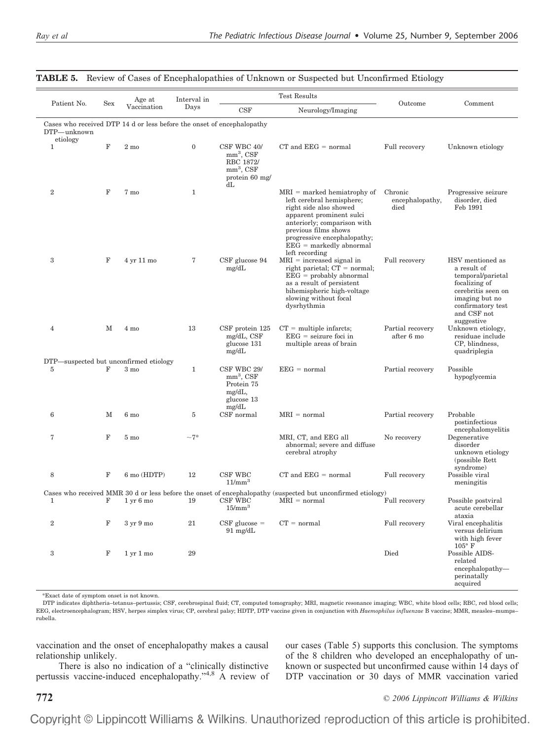**TABLE 5.** Review of Cases of Encephalopathies of Unknown or Suspected but Unconfirmed Etiology

| Patient No. | Sex | Age at Vaccination | Interval in Days | Test Results | | Outcome | Comment |
|---|---|---|---|---|---|---|---|
| | | | | CSF | Neurology/Imaging | | |
| Cases who received DTP 14 d or less before the onset of encephalopathy | | | | | | | |
| DTP—unknown etiology | | | | | | | |
| 1 | F | 2 mo | 0 | CSF WBC 40/mm³, CSF RBC 1872/mm³, CSF protein 60 mg/dL | CT and EEG = normal | Full recovery | Unknown etiology |
| 2 | F | 7 mo | 1 | | MRI = marked hemiatrophy of left cerebral hemisphere; right side also showed apparent prominent sulci anteriorly; comparison with previous films shows progressive encephalopathy; EEG = markedly abnormal left recording | Chronic encephalopathy, died | Progressive seizure disorder, died Feb 1991 |
| 3 | F | 4 yr 11 mo | 7 | CSF glucose 94 mg/dL | MRI = increased signal in right parietal; CT = normal; EEG = probably abnormal as a result of persistent bihemispheric high-voltage slowing without focal dysrhythmia | Full recovery | HSV mentioned as a result of temporal/parietal focalizing of cerebritis seen on imaging but no confirmatory test and CSF not suggestive |
| 4 | M | 4 mo | 13 | CSF protein 125 mg/dL, CSF glucose 131 mg/dL | CT = multiple infarcts; EEG = seizure foci in multiple areas of brain | Partial recovery after 6 mo | Unknown etiology, residuae include CP, blindness, quadriplegia |
| DTP—suspected but unconfirmed etiology | | | | | | | |
| 5 | F | 3 mo | 1 | CSF WBC 29/mm³, CSF Protein 75 mg/dL, glucose 13 mg/dL | EEG = normal | Partial recovery | Possible hypoglycemia |
| 6 | M | 6 mo | 5 | CSF normal | MRI = normal | Partial recovery | Probable postinfectious encephalomyelitis |
| 7 | F | 5 mo | ~7* | | MRI, CT, and EEG all abnormal; severe and diffuse cerebral atrophy | No recovery | Degenerative disorder unknown etiology (possible Rett syndrome) |
| 8 | F | 6 mo (HDTP) | 12 | CSF WBC 11/mm³ | CT and EEG = normal | Full recovery | Possible viral meningitis |
| Cases who received MMR 30 d or less before the onset of encephalopathy (suspected but unconfirmed etiology) | | | | | | | |
| 1 | F | 1 yr 6 mo | 19 | CSF WBC 15/mm³ | MRI = normal | Full recovery | Possible postviral acute cerebellar ataxia |
| 2 | F | 3 yr 9 mo | 21 | CSF glucose = 91 mg/dL | CT = normal | Full recovery | Viral encephalitis versus delirium with high fever 105° F |
| 3 | F | 1 yr 1 mo | 29 | | | Died | Possible AIDS-related encephalopathy—perinatally acquired |

*Exact date of symptom onset is not known.

DTP indicates diphtheria–tetanus–pertussis; CSF, cerebrospinal fluid; CT, computed tomography; MRI, magnetic resonance imaging; WBC, white blood cells; RBC, red blood cells; EEG, electroencephalogram; HSV, herpes simplex virus; CP, cerebral palsy; HDTP, DTP vaccine given in conjunction with *Haemophilus influenzae* B vaccine; MMR, measles–mumps–rubella.

vaccination and the onset of encephalopathy makes a causal relationship unlikely.

There is also no indication of a "clinically distinctive pertussis vaccine-induced encephalopathy."[4,8] A review of our cases (Table 5) supports this conclusion. The symptoms of the 8 children who developed an encephalopathy of unknown or suspected but unconfirmed cause within 14 days of DTP vaccination or 30 days of MMR vaccination varied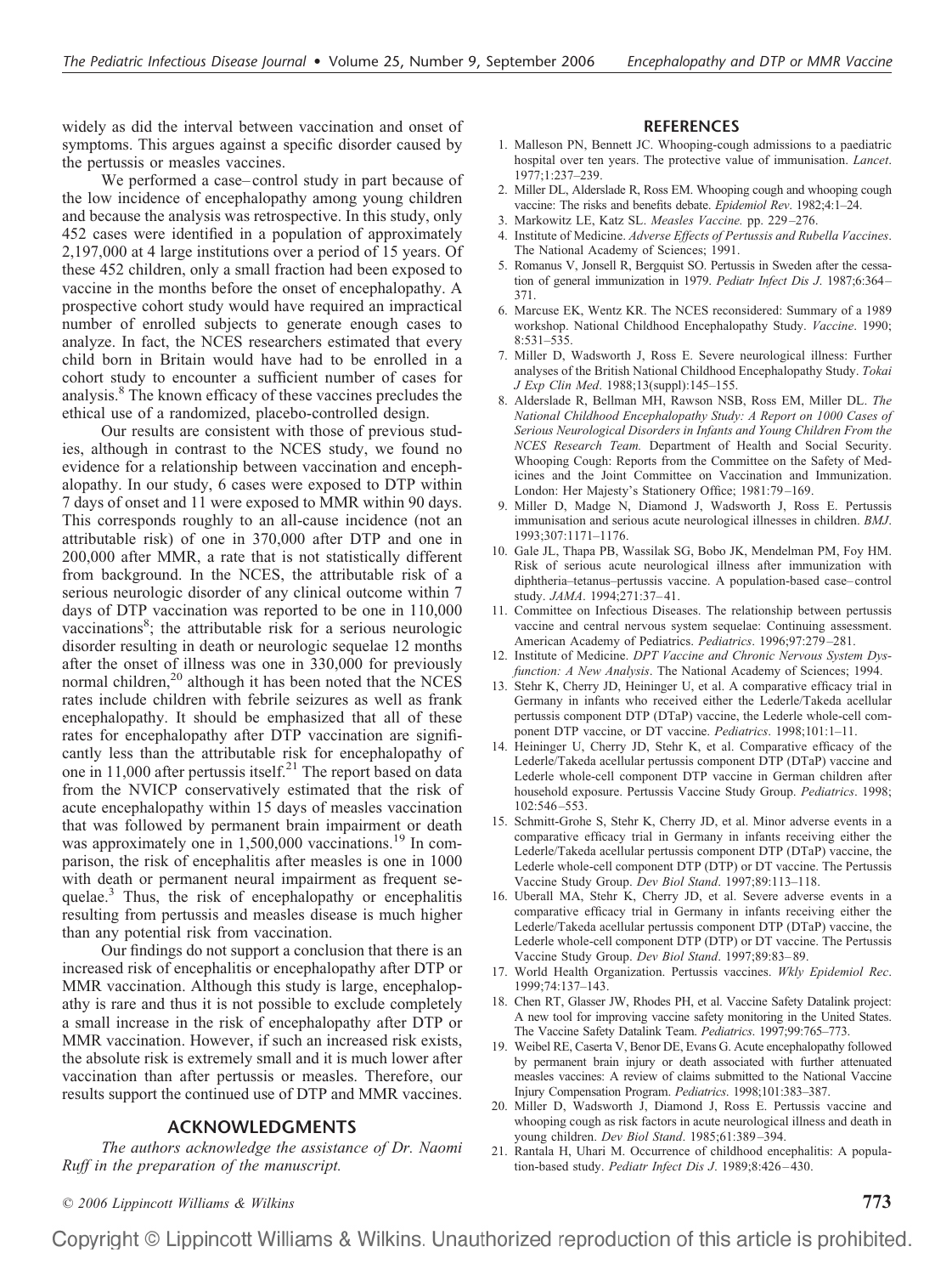widely as did the interval between vaccination and onset of symptoms. This argues against a specific disorder caused by the pertussis or measles vaccines.

We performed a case–control study in part because of the low incidence of encephalopathy among young children and because the analysis was retrospective. In this study, only 452 cases were identified in a population of approximately 2,197,000 at 4 large institutions over a period of 15 years. Of these 452 children, only a small fraction had been exposed to vaccine in the months before the onset of encephalopathy. A prospective cohort study would have required an impractical number of enrolled subjects to generate enough cases to analyze. In fact, the NCES researchers estimated that every child born in Britain would have had to be enrolled in a cohort study to encounter a sufficient number of cases for analysis.[8] The known efficacy of these vaccines precludes the ethical use of a randomized, placebo-controlled design.

Our results are consistent with those of previous studies, although in contrast to the NCES study, we found no evidence for a relationship between vaccination and encephalopathy. In our study, 6 cases were exposed to DTP within 7 days of onset and 11 were exposed to MMR within 90 days. This corresponds roughly to an all-cause incidence (not an attributable risk) of one in 370,000 after DTP and one in 200,000 after MMR, a rate that is not statistically different from background. In the NCES, the attributable risk of a serious neurologic disorder of any clinical outcome within 7 days of DTP vaccination was reported to be one in 110,000 vaccinations[8]; the attributable risk for a serious neurologic disorder resulting in death or neurologic sequelae 12 months after the onset of illness was one in 330,000 for previously normal children,[20] although it has been noted that the NCES rates include children with febrile seizures as well as frank encephalopathy. It should be emphasized that all of these rates for encephalopathy after DTP vaccination are significantly less than the attributable risk for encephalopathy of one in 11,000 after pertussis itself.[21] The report based on data from the NVICP conservatively estimated that the risk of acute encephalopathy within 15 days of measles vaccination that was followed by permanent brain impairment or death was approximately one in 1,500,000 vaccinations.[19] In comparison, the risk of encephalitis after measles is one in 1000 with death or permanent neural impairment as frequent sequelae.[3] Thus, the risk of encephalopathy or encephalitis resulting from pertussis and measles disease is much higher than any potential risk from vaccination.

Our findings do not support a conclusion that there is an increased risk of encephalitis or encephalopathy after DTP or MMR vaccination. Although this study is large, encephalopathy is rare and thus it is not possible to exclude completely a small increase in the risk of encephalopathy after DTP or MMR vaccination. However, if such an increased risk exists, the absolute risk is extremely small and it is much lower after vaccination than after pertussis or measles. Therefore, our results support the continued use of DTP and MMR vaccines.

## ACKNOWLEDGMENTS

*The authors acknowledge the assistance of Dr. Naomi Ruff in the preparation of the manuscript.*

## REFERENCES

1. Malleson PN, Bennett JC. Whooping-cough admissions to a paediatric hospital over ten years. The protective value of immunisation. *Lancet*. 1977;1:237–239.
2. Miller DL, Alderslade R, Ross EM. Whooping cough and whooping cough vaccine: The risks and benefits debate. *Epidemiol Rev*. 1982;4:1–24.
3. Markowitz LE, Katz SL. *Measles Vaccine.* pp. 229–276.
4. Institute of Medicine. *Adverse Effects of Pertussis and Rubella Vaccines*. The National Academy of Sciences; 1991.
5. Romanus V, Jonsell R, Bergquist SO. Pertussis in Sweden after the cessation of general immunization in 1979. *Pediatr Infect Dis J*. 1987;6:364–371.
6. Marcuse EK, Wentz KR. The NCES reconsidered: Summary of a 1989 workshop. National Childhood Encephalopathy Study. *Vaccine*. 1990; 8:531–535.
7. Miller D, Wadsworth J, Ross E. Severe neurological illness: Further analyses of the British National Childhood Encephalopathy Study. *Tokai J Exp Clin Med*. 1988;13(suppl):145–155.
8. Alderslade R, Bellman MH, Rawson NSB, Ross EM, Miller DL. *The National Childhood Encephalopathy Study: A Report on 1000 Cases of Serious Neurological Disorders in Infants and Young Children From the NCES Research Team.* Department of Health and Social Security. Whooping Cough: Reports from the Committee on the Safety of Medicines and the Joint Committee on Vaccination and Immunization. London: Her Majesty's Stationery Office; 1981:79–169.
9. Miller D, Madge N, Diamond J, Wadsworth J, Ross E. Pertussis immunisation and serious acute neurological illnesses in children. *BMJ*. 1993;307:1171–1176.
10. Gale JL, Thapa PB, Wassilak SG, Bobo JK, Mendelman PM, Foy HM. Risk of serious acute neurological illness after immunization with diphtheria–tetanus–pertussis vaccine. A population-based case–control study. *JAMA*. 1994;271:37–41.
11. Committee on Infectious Diseases. The relationship between pertussis vaccine and central nervous system sequelae: Continuing assessment. American Academy of Pediatrics. *Pediatrics*. 1996;97:279–281.
12. Institute of Medicine. *DPT Vaccine and Chronic Nervous System Dysfunction: A New Analysis*. The National Academy of Sciences; 1994.
13. Stehr K, Cherry JD, Heininger U, et al. A comparative efficacy trial in Germany in infants who received either the Lederle/Takeda acellular pertussis component DTP (DTaP) vaccine, the Lederle whole-cell component DTP vaccine, or DT vaccine. *Pediatrics*. 1998;101:1–11.
14. Heininger U, Cherry JD, Stehr K, et al. Comparative efficacy of the Lederle/Takeda acellular pertussis component DTP (DTaP) vaccine and Lederle whole-cell component DTP vaccine in German children after household exposure. Pertussis Vaccine Study Group. *Pediatrics*. 1998; 102:546–553.
15. Schmitt-Grohe S, Stehr K, Cherry JD, et al. Minor adverse events in a comparative efficacy trial in Germany in infants receiving either the Lederle/Takeda acellular pertussis component DTP (DTaP) vaccine, the Lederle whole-cell component DTP (DTP) or DT vaccine. The Pertussis Vaccine Study Group. *Dev Biol Stand*. 1997;89:113–118.
16. Uberall MA, Stehr K, Cherry JD, et al. Severe adverse events in a comparative efficacy trial in Germany in infants receiving either the Lederle/Takeda acellular pertussis component DTP (DTaP) vaccine, the Lederle whole-cell component DTP (DTP) or DT vaccine. The Pertussis Vaccine Study Group. *Dev Biol Stand*. 1997;89:83–89.
17. World Health Organization. Pertussis vaccines. *Wkly Epidemiol Rec*. 1999;74:137–143.
18. Chen RT, Glasser JW, Rhodes PH, et al. Vaccine Safety Datalink project: A new tool for improving vaccine safety monitoring in the United States. The Vaccine Safety Datalink Team. *Pediatrics*. 1997;99:765–773.
19. Weibel RE, Caserta V, Benor DE, Evans G. Acute encephalopathy followed by permanent brain injury or death associated with further attenuated measles vaccines: A review of claims submitted to the National Vaccine Injury Compensation Program. *Pediatrics*. 1998;101:383–387.
20. Miller D, Wadsworth J, Diamond J, Ross E. Pertussis vaccine and whooping cough as risk factors in acute neurological illness and death in young children. *Dev Biol Stand*. 1985;61:389–394.
21. Rantala H, Uhari M. Occurrence of childhood encephalitis: A population-based study. *Pediatr Infect Dis J*. 1989;8:426–430.